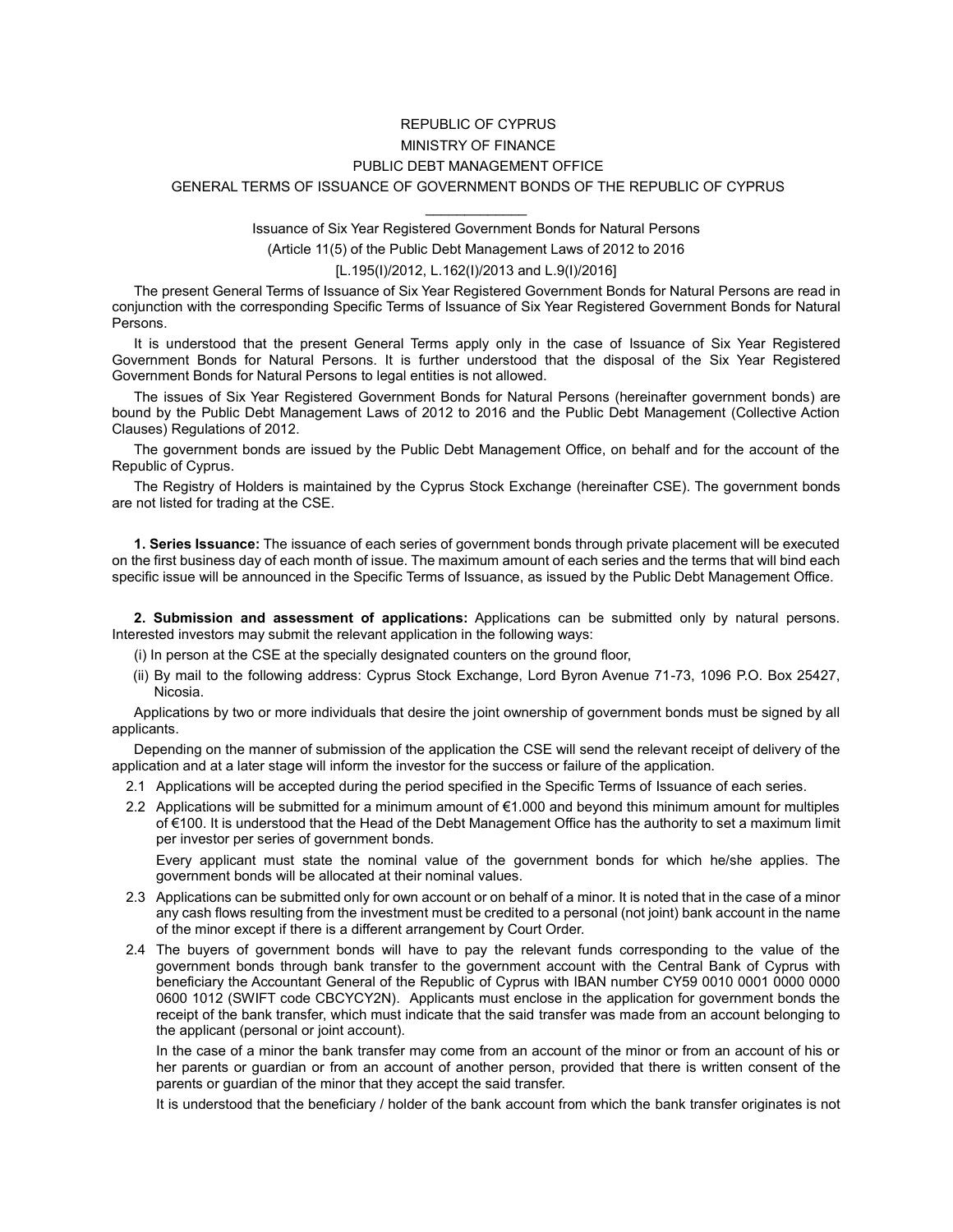# REPUBLIC OF CYPRUS

## MINISTRY OF FINANCE

## PUBLIC DEBT MANAGEMENT OFFICE

## GENERAL TERMS OF ISSUANCE OF GOVERNMENT BONDS OF THE REPUBLIC OF CYPRUS

---

Issuance of Six Year Registered Government Bonds for Natural Persons

(Article 11(5) of the Public Debt Management Laws of 2012 to 2016

[L.195(I)/2012, L.162(I)/2013 and L.9(I)/2016]

The present General Terms of Issuance of Six Year Registered Government Bonds for Natural Persons are read in conjunction with the corresponding Specific Terms of Issuance of Six Year Registered Government Bonds for Natural Persons.

It is understood that the present General Terms apply only in the case of Issuance of Six Year Registered Government Bonds for Natural Persons. It is further understood that the disposal of the Six Year Registered Government Bonds for Natural Persons to legal entities is not allowed.

The issues of Six Year Registered Government Bonds for Natural Persons (hereinafter government bonds) are bound by the Public Debt Management Laws of 2012 to 2016 and the Public Debt Management (Collective Action Clauses) Regulations of 2012.

The government bonds are issued by the Public Debt Management Office, on behalf and for the account of the Republic of Cyprus.

The Registry of Holders is maintained by the Cyprus Stock Exchange (hereinafter CSE). The government bonds are not listed for trading at the CSE.

**1. Series Issuance:** The issuance of each series of government bonds through private placement will be executed on the first business day of each month of issue. The maximum amount of each series and the terms that will bind each specific issue will be announced in the Specific Terms of Issuance, as issued by the Public Debt Management Office.

**2. Submission and assessment of applications:** Applications can be submitted only by natural persons. Interested investors may submit the relevant application in the following ways:

(i) In person at the CSE at the specially designated counters on the ground floor,

(ii) By mail to the following address: Cyprus Stock Exchange, Lord Byron Avenue 71-73, 1096 P.O. Box 25427, Nicosia.

Applications by two or more individuals that desire the joint ownership of government bonds must be signed by all applicants.

Depending on the manner of submission of the application the CSE will send the relevant receipt of delivery of the application and at a later stage will inform the investor for the success or failure of the application.

2.1 Applications will be accepted during the period specified in the Specific Terms of Issuance of each series.

2.2 Applications will be submitted for a minimum amount of €1.000 and beyond this minimum amount for multiples of €100. It is understood that the Head of the Debt Management Office has the authority to set a maximum limit per investor per series of government bonds.

Every applicant must state the nominal value of the government bonds for which he/she applies. The government bonds will be allocated at their nominal values.

2.3 Applications can be submitted only for own account or on behalf of a minor. It is noted that in the case of a minor any cash flows resulting from the investment must be credited to a personal (not joint) bank account in the name of the minor except if there is a different arrangement by Court Order.

2.4 The buyers of government bonds will have to pay the relevant funds corresponding to the value of the government bonds through bank transfer to the government account with the Central Bank of Cyprus with beneficiary the Accountant General of the Republic of Cyprus with IBAN number CY59 0010 0001 0000 0000 0600 1012 (SWIFT code CBCYCY2N). Applicants must enclose in the application for government bonds the receipt of the bank transfer, which must indicate that the said transfer was made from an account belonging to the applicant (personal or joint account).

In the case of a minor the bank transfer may come from an account of the minor or from an account of his or her parents or guardian or from an account of another person, provided that there is written consent of the parents or guardian of the minor that they accept the said transfer.

It is understood that the beneficiary / holder of the bank account from which the bank transfer originates is not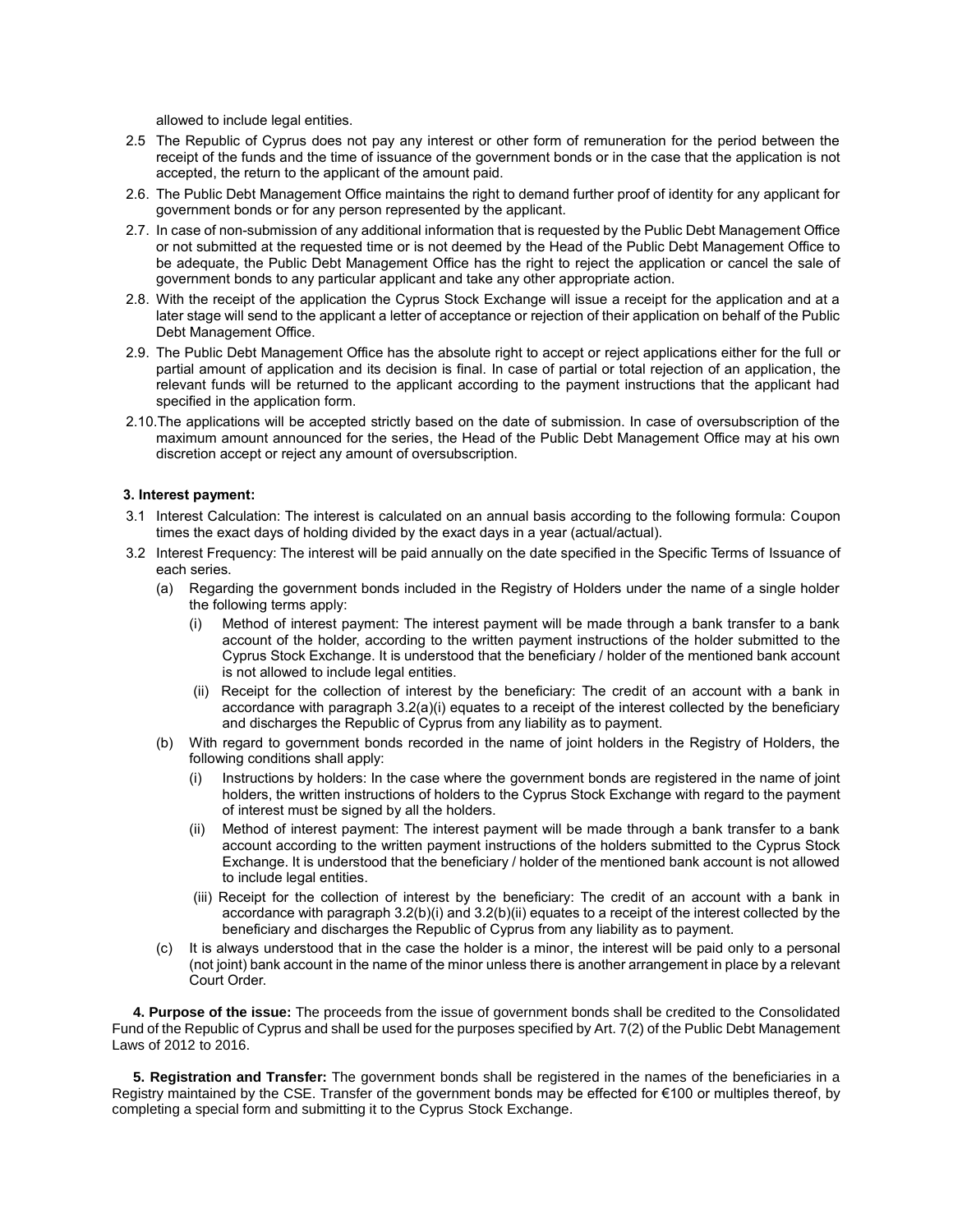allowed to include legal entities.

2.5 The Republic of Cyprus does not pay any interest or other form of remuneration for the period between the receipt of the funds and the time of issuance of the government bonds or in the case that the application is not accepted, the return to the applicant of the amount paid.

2.6. The Public Debt Management Office maintains the right to demand further proof of identity for any applicant for government bonds or for any person represented by the applicant.

2.7. In case of non-submission of any additional information that is requested by the Public Debt Management Office or not submitted at the requested time or is not deemed by the Head of the Public Debt Management Office to be adequate, the Public Debt Management Office has the right to reject the application or cancel the sale of government bonds to any particular applicant and take any other appropriate action.

2.8. With the receipt of the application the Cyprus Stock Exchange will issue a receipt for the application and at a later stage will send to the applicant a letter of acceptance or rejection of their application on behalf of the Public Debt Management Office.

2.9. The Public Debt Management Office has the absolute right to accept or reject applications either for the full or partial amount of application and its decision is final. In case of partial or total rejection of an application, the relevant funds will be returned to the applicant according to the payment instructions that the applicant had specified in the application form.

2.10. The applications will be accepted strictly based on the date of submission. In case of oversubscription of the maximum amount announced for the series, the Head of the Public Debt Management Office may at his own discretion accept or reject any amount of oversubscription.

**3. Interest payment:**

3.1 Interest Calculation: The interest is calculated on an annual basis according to the following formula: Coupon times the exact days of holding divided by the exact days in a year (actual/actual).

3.2 Interest Frequency: The interest will be paid annually on the date specified in the Specific Terms of Issuance of each series.

(a) Regarding the government bonds included in the Registry of Holders under the name of a single holder the following terms apply:

(i) Method of interest payment: The interest payment will be made through a bank transfer to a bank account of the holder, according to the written payment instructions of the holder submitted to the Cyprus Stock Exchange. It is understood that the beneficiary / holder of the mentioned bank account is not allowed to include legal entities.

(ii) Receipt for the collection of interest by the beneficiary: The credit of an account with a bank in accordance with paragraph 3.2(a)(i) equates to a receipt of the interest collected by the beneficiary and discharges the Republic of Cyprus from any liability as to payment.

(b) With regard to government bonds recorded in the name of joint holders in the Registry of Holders, the following conditions shall apply:

(i) Instructions by holders: In the case where the government bonds are registered in the name of joint holders, the written instructions of holders to the Cyprus Stock Exchange with regard to the payment of interest must be signed by all the holders.

(ii) Method of interest payment: The interest payment will be made through a bank transfer to a bank account according to the written payment instructions of the holders submitted to the Cyprus Stock Exchange. It is understood that the beneficiary / holder of the mentioned bank account is not allowed to include legal entities.

(iii) Receipt for the collection of interest by the beneficiary: The credit of an account with a bank in accordance with paragraph 3.2(b)(i) and 3.2(b)(ii) equates to a receipt of the interest collected by the beneficiary and discharges the Republic of Cyprus from any liability as to payment.

(c) It is always understood that in the case the holder is a minor, the interest will be paid only to a personal (not joint) bank account in the name of the minor unless there is another arrangement in place by a relevant Court Order.

**4. Purpose of the issue:** The proceeds from the issue of government bonds shall be credited to the Consolidated Fund of the Republic of Cyprus and shall be used for the purposes specified by Art. 7(2) of the Public Debt Management Laws of 2012 to 2016.

**5. Registration and Transfer:** The government bonds shall be registered in the names of the beneficiaries in a Registry maintained by the CSE. Transfer of the government bonds may be effected for €100 or multiples thereof, by completing a special form and submitting it to the Cyprus Stock Exchange.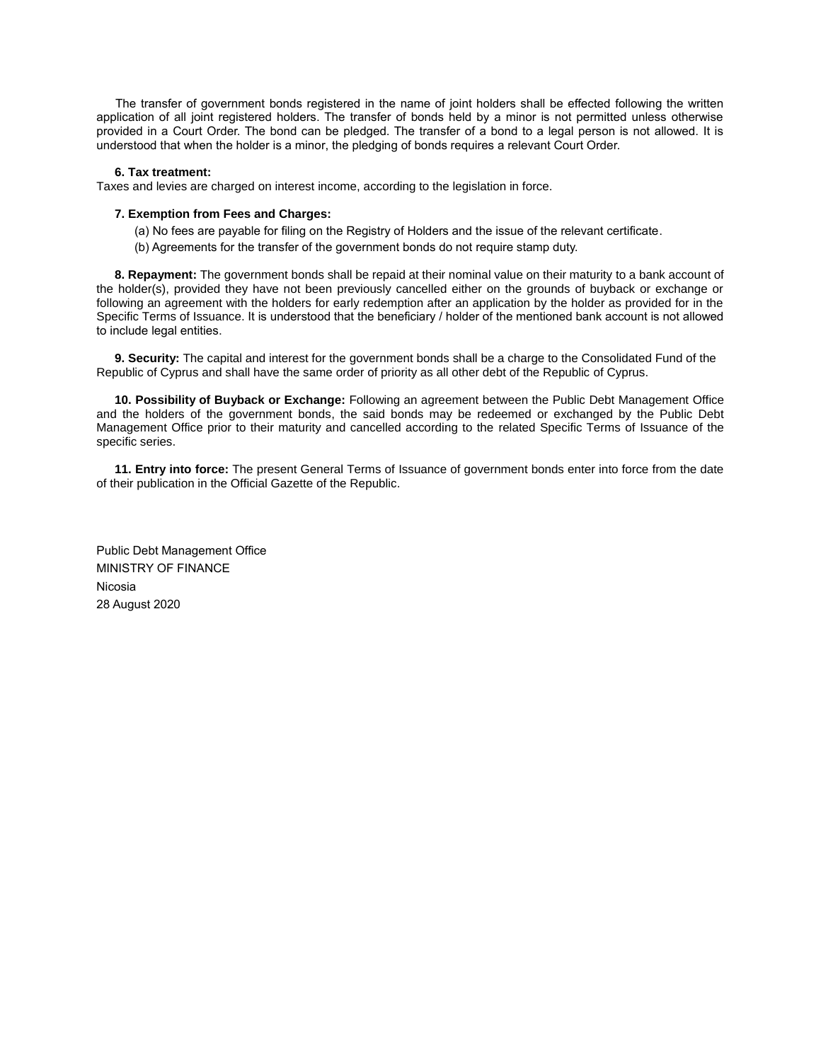The transfer of government bonds registered in the name of joint holders shall be effected following the written application of all joint registered holders. The transfer of bonds held by a minor is not permitted unless otherwise provided in a Court Order. The bond can be pledged. The transfer of a bond to a legal person is not allowed. It is understood that when the holder is a minor, the pledging of bonds requires a relevant Court Order.

**6. Tax treatment:**

Taxes and levies are charged on interest income, according to the legislation in force.

**7. Exemption from Fees and Charges:**

(a) No fees are payable for filing on the Registry of Holders and the issue of the relevant certificate.

(b) Agreements for the transfer of the government bonds do not require stamp duty.

**8. Repayment:** The government bonds shall be repaid at their nominal value on their maturity to a bank account of the holder(s), provided they have not been previously cancelled either on the grounds of buyback or exchange or following an agreement with the holders for early redemption after an application by the holder as provided for in the Specific Terms of Issuance. It is understood that the beneficiary / holder of the mentioned bank account is not allowed to include legal entities.

**9. Security:** The capital and interest for the government bonds shall be a charge to the Consolidated Fund of the Republic of Cyprus and shall have the same order of priority as all other debt of the Republic of Cyprus.

**10. Possibility of Buyback or Exchange:** Following an agreement between the Public Debt Management Office and the holders of the government bonds, the said bonds may be redeemed or exchanged by the Public Debt Management Office prior to their maturity and cancelled according to the related Specific Terms of Issuance of the specific series.

**11. Entry into force:** The present General Terms of Issuance of government bonds enter into force from the date of their publication in the Official Gazette of the Republic.

Public Debt Management Office
MINISTRY OF FINANCE
Nicosia
28 August 2020